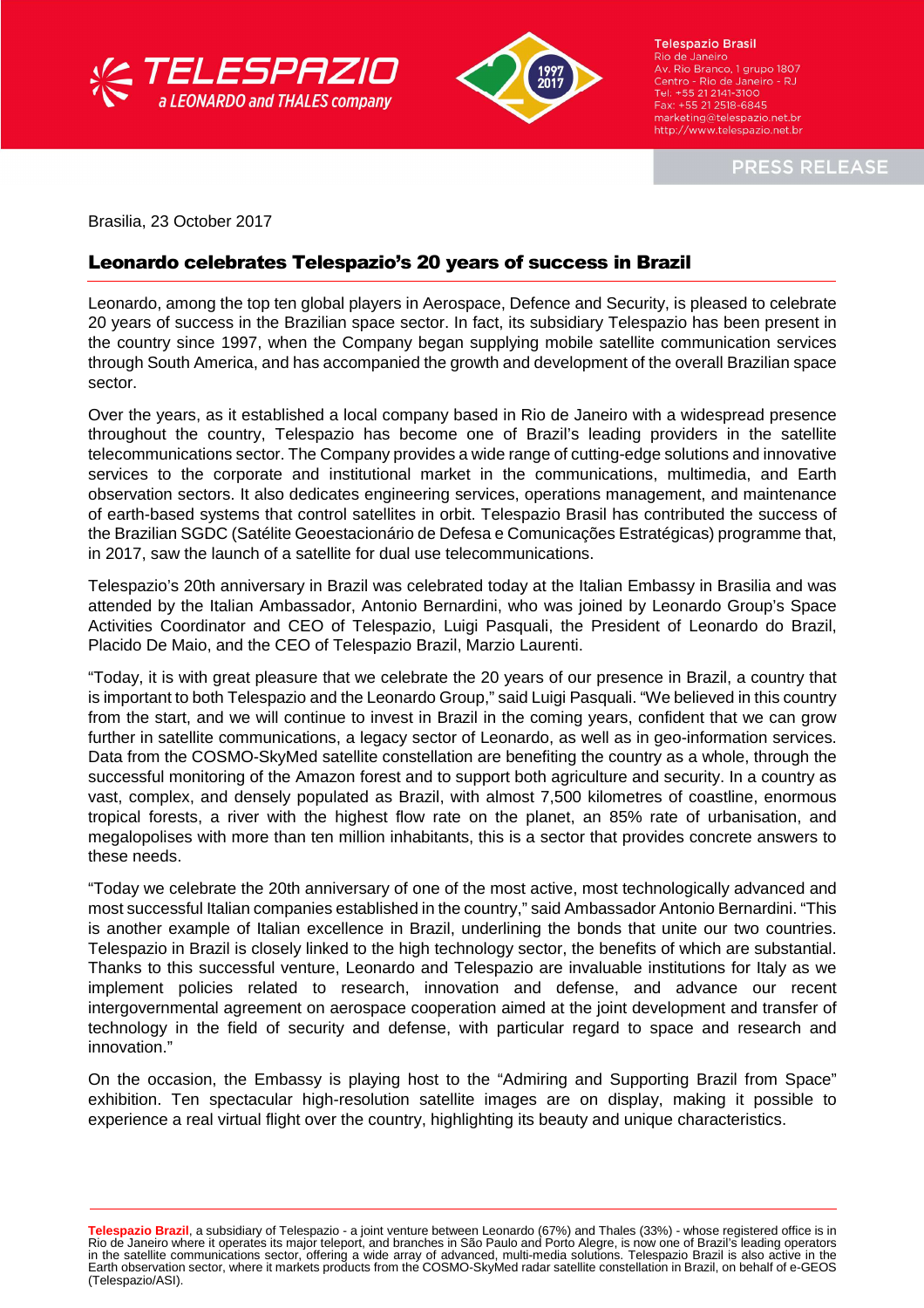Telespazio Brasil
Rio de Janeiro
Av. Rio Branco, 1 grupo 1807
Centro - Rio de Janeiro - RJ
Tel. +55 21 2141-3100
Fax: +55 21 2518-6845
marketing@telespazio.net.br
http://www.telespazio.net.br

PRESS RELEASE

Brasilia, 23 October 2017

## Leonardo celebrates Telespazio's 20 years of success in Brazil

Leonardo, among the top ten global players in Aerospace, Defence and Security, is pleased to celebrate 20 years of success in the Brazilian space sector. In fact, its subsidiary Telespazio has been present in the country since 1997, when the Company began supplying mobile satellite communication services through South America, and has accompanied the growth and development of the overall Brazilian space sector.

Over the years, as it established a local company based in Rio de Janeiro with a widespread presence throughout the country, Telespazio has become one of Brazil's leading providers in the satellite telecommunications sector. The Company provides a wide range of cutting-edge solutions and innovative services to the corporate and institutional market in the communications, multimedia, and Earth observation sectors. It also dedicates engineering services, operations management, and maintenance of earth-based systems that control satellites in orbit. Telespazio Brasil has contributed the success of the Brazilian SGDC (Satélite Geoestacionário de Defesa e Comunicações Estratégicas) programme that, in 2017, saw the launch of a satellite for dual use telecommunications.

Telespazio's 20th anniversary in Brazil was celebrated today at the Italian Embassy in Brasilia and was attended by the Italian Ambassador, Antonio Bernardini, who was joined by Leonardo Group's Space Activities Coordinator and CEO of Telespazio, Luigi Pasquali, the President of Leonardo do Brazil, Placido De Maio, and the CEO of Telespazio Brazil, Marzio Laurenti.

"Today, it is with great pleasure that we celebrate the 20 years of our presence in Brazil, a country that is important to both Telespazio and the Leonardo Group," said Luigi Pasquali. "We believed in this country from the start, and we will continue to invest in Brazil in the coming years, confident that we can grow further in satellite communications, a legacy sector of Leonardo, as well as in geo-information services. Data from the COSMO-SkyMed satellite constellation are benefiting the country as a whole, through the successful monitoring of the Amazon forest and to support both agriculture and security. In a country as vast, complex, and densely populated as Brazil, with almost 7,500 kilometres of coastline, enormous tropical forests, a river with the highest flow rate on the planet, an 85% rate of urbanisation, and megalopolises with more than ten million inhabitants, this is a sector that provides concrete answers to these needs.

"Today we celebrate the 20th anniversary of one of the most active, most technologically advanced and most successful Italian companies established in the country," said Ambassador Antonio Bernardini. "This is another example of Italian excellence in Brazil, underlining the bonds that unite our two countries. Telespazio in Brazil is closely linked to the high technology sector, the benefits of which are substantial. Thanks to this successful venture, Leonardo and Telespazio are invaluable institutions for Italy as we implement policies related to research, innovation and defense, and advance our recent intergovernmental agreement on aerospace cooperation aimed at the joint development and transfer of technology in the field of security and defense, with particular regard to space and research and innovation."

On the occasion, the Embassy is playing host to the "Admiring and Supporting Brazil from Space" exhibition. Ten spectacular high-resolution satellite images are on display, making it possible to experience a real virtual flight over the country, highlighting its beauty and unique characteristics.

---

**Telespazio Brazil**, a subsidiary of Telespazio - a joint venture between Leonardo (67%) and Thales (33%) - whose registered office is in Rio de Janeiro where it operates its major teleport, and branches in São Paulo and Porto Alegre, is now one of Brazil's leading operators in the satellite communications sector, offering a wide array of advanced, multi-media solutions. Telespazio Brazil is also active in the Earth observation sector, where it markets products from the COSMO-SkyMed radar satellite constellation in Brazil, on behalf of e-GEOS (Telespazio/ASI).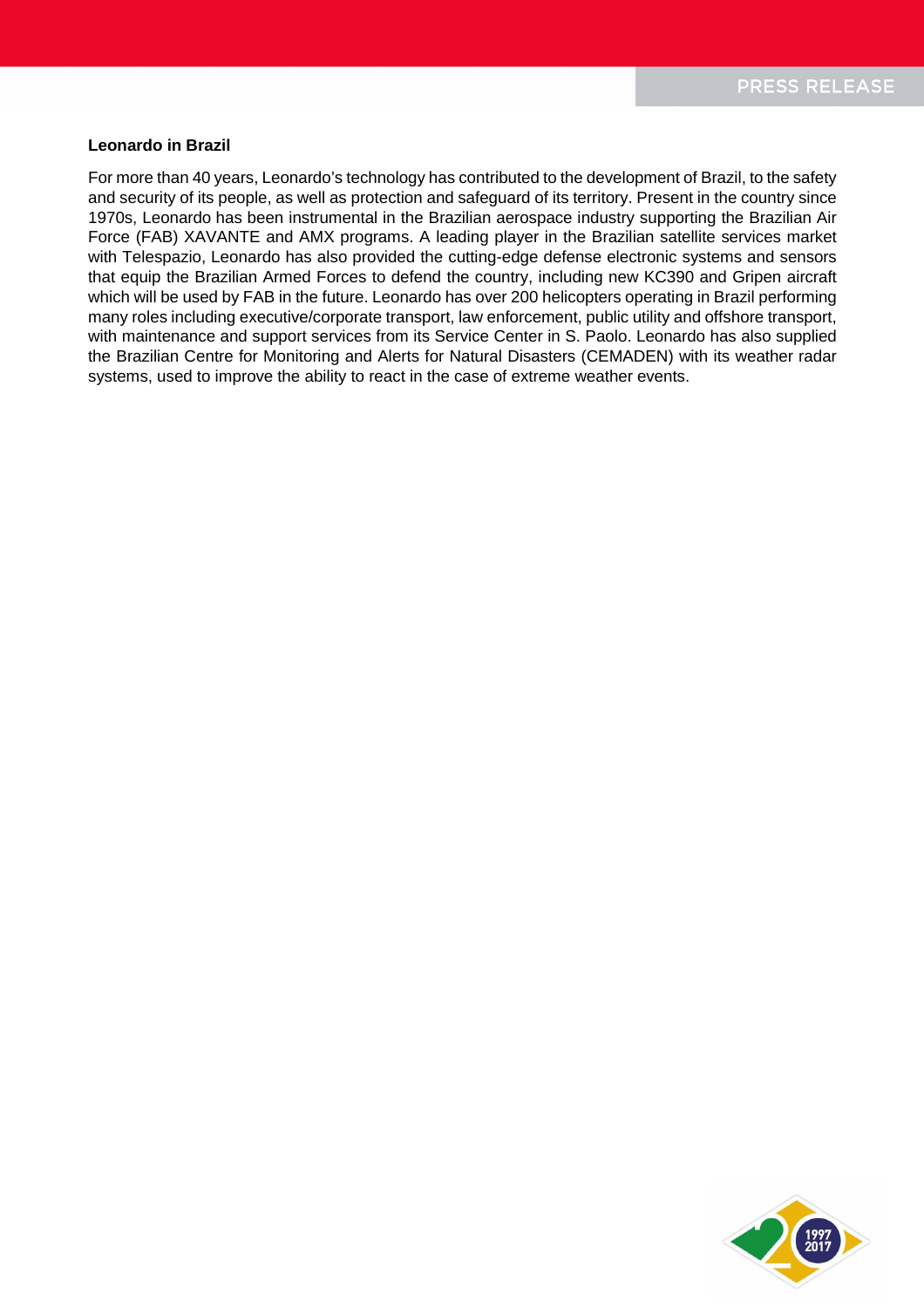**Leonardo in Brazil**

For more than 40 years, Leonardo's technology has contributed to the development of Brazil, to the safety and security of its people, as well as protection and safeguard of its territory. Present in the country since 1970s, Leonardo has been instrumental in the Brazilian aerospace industry supporting the Brazilian Air Force (FAB) XAVANTE and AMX programs. A leading player in the Brazilian satellite services market with Telespazio, Leonardo has also provided the cutting-edge defense electronic systems and sensors that equip the Brazilian Armed Forces to defend the country, including new KC390 and Gripen aircraft which will be used by FAB in the future. Leonardo has over 200 helicopters operating in Brazil performing many roles including executive/corporate transport, law enforcement, public utility and offshore transport, with maintenance and support services from its Service Center in S. Paolo. Leonardo has also supplied the Brazilian Centre for Monitoring and Alerts for Natural Disasters (CEMADEN) with its weather radar systems, used to improve the ability to react in the case of extreme weather events.